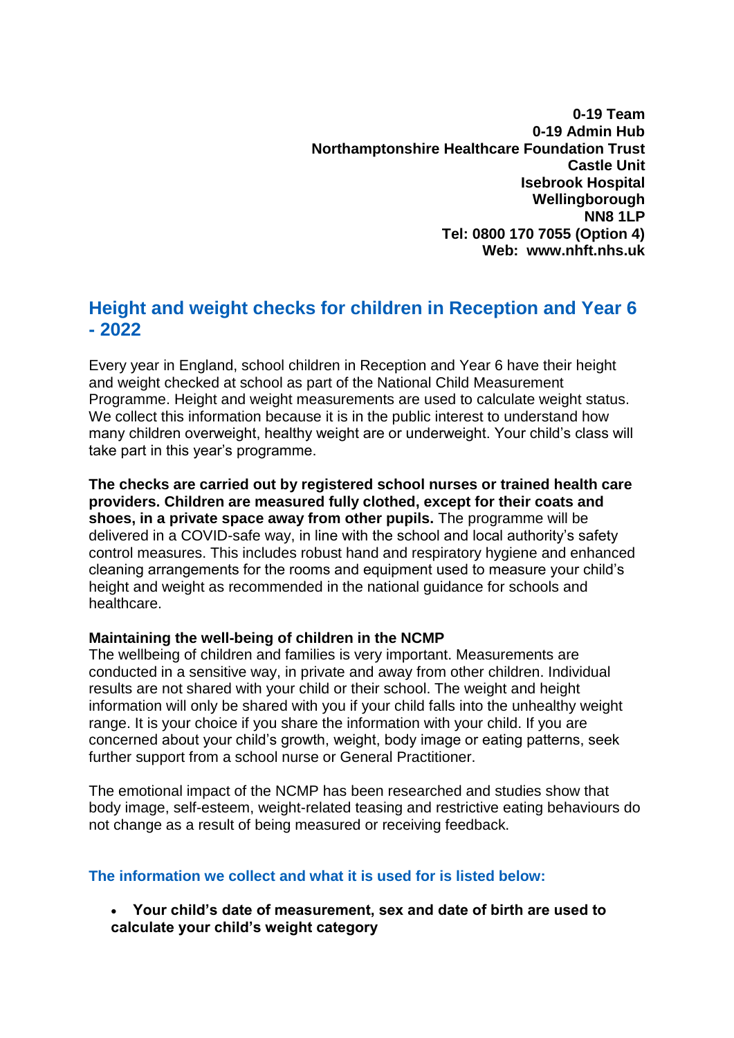**0-19 Team**
**0-19 Admin Hub**
**Northamptonshire Healthcare Foundation Trust**
**Castle Unit**
**Isebrook Hospital**
**Wellingborough**
**NN8 1LP**
**Tel: 0800 170 7055 (Option 4)**
**Web: www.nhft.nhs.uk**

# Height and weight checks for children in Reception and Year 6 - 2022

Every year in England, school children in Reception and Year 6 have their height and weight checked at school as part of the National Child Measurement Programme. Height and weight measurements are used to calculate weight status. We collect this information because it is in the public interest to understand how many children overweight, healthy weight are or underweight. Your child's class will take part in this year's programme.

**The checks are carried out by registered school nurses or trained health care providers. Children are measured fully clothed, except for their coats and shoes, in a private space away from other pupils.** The programme will be delivered in a COVID-safe way, in line with the school and local authority's safety control measures. This includes robust hand and respiratory hygiene and enhanced cleaning arrangements for the rooms and equipment used to measure your child's height and weight as recommended in the national guidance for schools and healthcare.

**Maintaining the well-being of children in the NCMP**
The wellbeing of children and families is very important. Measurements are conducted in a sensitive way, in private and away from other children. Individual results are not shared with your child or their school. The weight and height information will only be shared with you if your child falls into the unhealthy weight range. It is your choice if you share the information with your child. If you are concerned about your child's growth, weight, body image or eating patterns, seek further support from a school nurse or General Practitioner.

The emotional impact of the NCMP has been researched and studies show that body image, self-esteem, weight-related teasing and restrictive eating behaviours do not change as a result of being measured or receiving feedback.

## The information we collect and what it is used for is listed below:

- **Your child's date of measurement, sex and date of birth are used to calculate your child's weight category**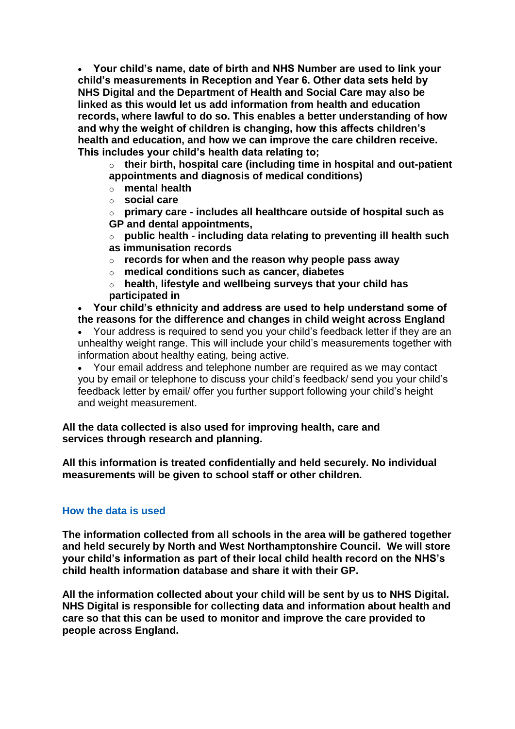- **Your child's name, date of birth and NHS Number are used to link your child's measurements in Reception and Year 6. Other data sets held by NHS Digital and the Department of Health and Social Care may also be linked as this would let us add information from health and education records, where lawful to do so. This enables a better understanding of how and why the weight of children is changing, how this affects children's health and education, and how we can improve the care children receive. This includes your child's health data relating to;**
    - **their birth, hospital care (including time in hospital and out-patient appointments and diagnosis of medical conditions)**
    - **mental health**
    - **social care**
    - **primary care - includes all healthcare outside of hospital such as GP and dental appointments,**
    - **public health - including data relating to preventing ill health such as immunisation records**
    - **records for when and the reason why people pass away**
    - **medical conditions such as cancer, diabetes**
    - **health, lifestyle and wellbeing surveys that your child has participated in**
- **Your child's ethnicity and address are used to help understand some of the reasons for the difference and changes in child weight across England**
- Your address is required to send you your child's feedback letter if they are an unhealthy weight range. This will include your child's measurements together with information about healthy eating, being active.
- Your email address and telephone number are required as we may contact you by email or telephone to discuss your child's feedback/ send you your child's feedback letter by email/ offer you further support following your child's height and weight measurement.

**All the data collected is also used for improving health, care and services through research and planning.**

**All this information is treated confidentially and held securely. No individual measurements will be given to school staff or other children.**

### How the data is used

**The information collected from all schools in the area will be gathered together and held securely by North and West Northamptonshire Council. We will store your child's information as part of their local child health record on the NHS's child health information database and share it with their GP.**

**All the information collected about your child will be sent by us to NHS Digital. NHS Digital is responsible for collecting data and information about health and care so that this can be used to monitor and improve the care provided to people across England.**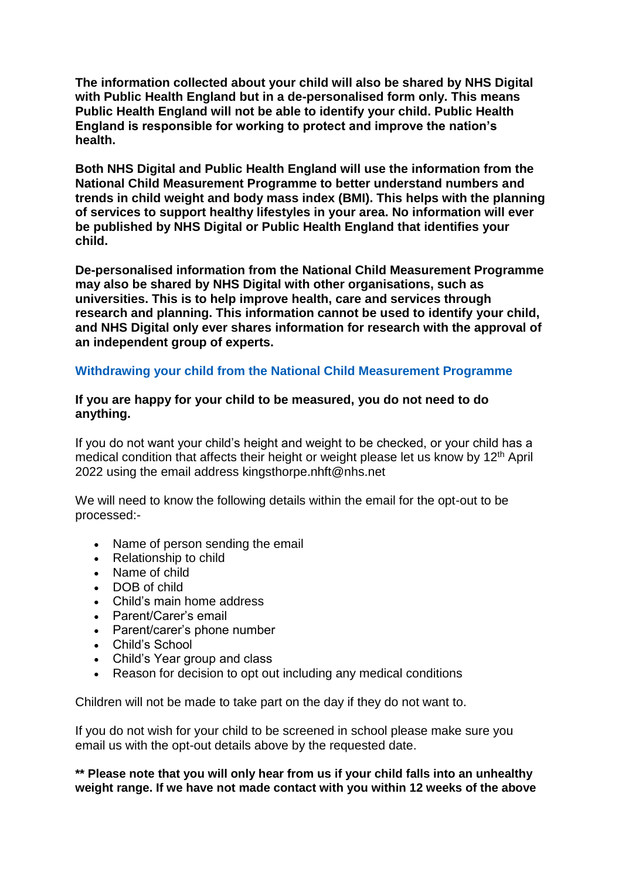**The information collected about your child will also be shared by NHS Digital with Public Health England but in a de-personalised form only. This means Public Health England will not be able to identify your child. Public Health England is responsible for working to protect and improve the nation's health.**

**Both NHS Digital and Public Health England will use the information from the National Child Measurement Programme to better understand numbers and trends in child weight and body mass index (BMI). This helps with the planning of services to support healthy lifestyles in your area. No information will ever be published by NHS Digital or Public Health England that identifies your child.**

**De-personalised information from the National Child Measurement Programme may also be shared by NHS Digital with other organisations, such as universities. This is to help improve health, care and services through research and planning. This information cannot be used to identify your child, and NHS Digital only ever shares information for research with the approval of an independent group of experts.**

## Withdrawing your child from the National Child Measurement Programme

**If you are happy for your child to be measured, you do not need to do anything.**

If you do not want your child's height and weight to be checked, or your child has a medical condition that affects their height or weight please let us know by 12th April 2022 using the email address kingsthorpe.nhft@nhs.net

We will need to know the following details within the email for the opt-out to be processed:-

- Name of person sending the email
- Relationship to child
- Name of child
- DOB of child
- Child's main home address
- Parent/Carer's email
- Parent/carer's phone number
- Child's School
- Child's Year group and class
- Reason for decision to opt out including any medical conditions

Children will not be made to take part on the day if they do not want to.

If you do not wish for your child to be screened in school please make sure you email us with the opt-out details above by the requested date.

**** Please note that you will only hear from us if your child falls into an unhealthy weight range. If we have not made contact with you within 12 weeks of the above**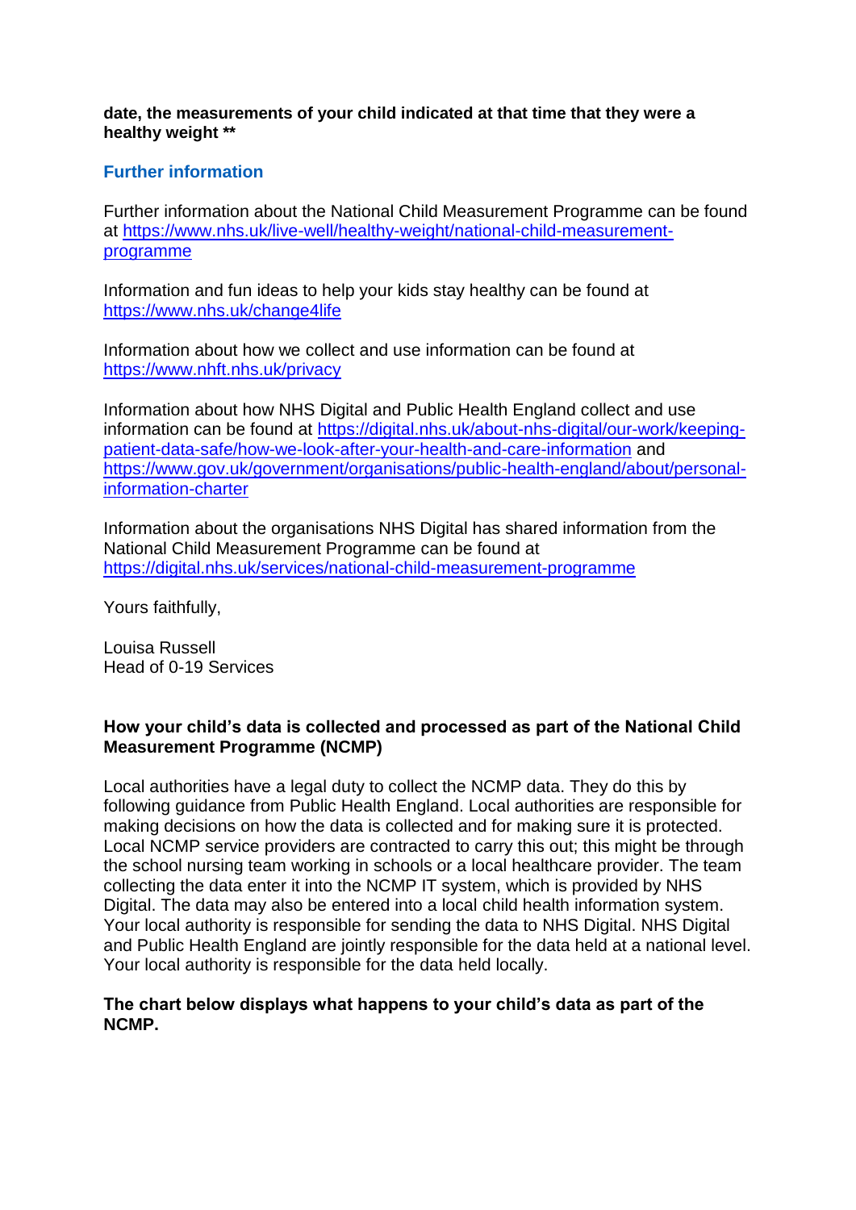**date, the measurements of your child indicated at that time that they were a healthy weight ****

## Further information

Further information about the National Child Measurement Programme can be found at https://www.nhs.uk/live-well/healthy-weight/national-child-measurement-programme

Information and fun ideas to help your kids stay healthy can be found at https://www.nhs.uk/change4life

Information about how we collect and use information can be found at https://www.nhft.nhs.uk/privacy

Information about how NHS Digital and Public Health England collect and use information can be found at https://digital.nhs.uk/about-nhs-digital/our-work/keeping-patient-data-safe/how-we-look-after-your-health-and-care-information and https://www.gov.uk/government/organisations/public-health-england/about/personal-information-charter

Information about the organisations NHS Digital has shared information from the National Child Measurement Programme can be found at https://digital.nhs.uk/services/national-child-measurement-programme

Yours faithfully,

Louisa Russell
Head of 0-19 Services

**How your child's data is collected and processed as part of the National Child Measurement Programme (NCMP)**

Local authorities have a legal duty to collect the NCMP data. They do this by following guidance from Public Health England. Local authorities are responsible for making decisions on how the data is collected and for making sure it is protected. Local NCMP service providers are contracted to carry this out; this might be through the school nursing team working in schools or a local healthcare provider. The team collecting the data enter it into the NCMP IT system, which is provided by NHS Digital. The data may also be entered into a local child health information system. Your local authority is responsible for sending the data to NHS Digital. NHS Digital and Public Health England are jointly responsible for the data held at a national level. Your local authority is responsible for the data held locally.

**The chart below displays what happens to your child's data as part of the NCMP.**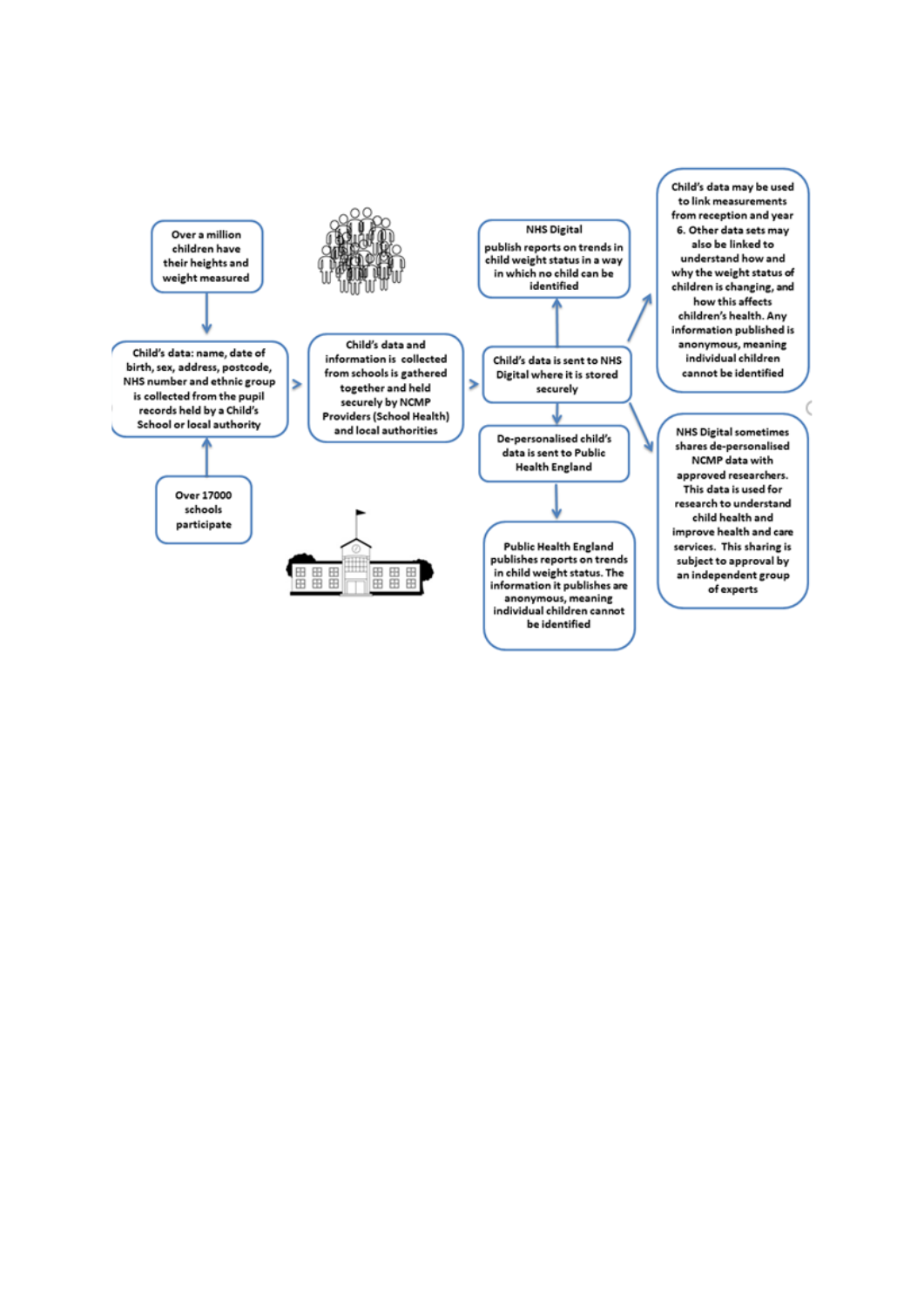Over a million children have their heights and weight measured

Child's data: name, date of birth, sex, address, postcode, NHS number and ethnic group is collected from the pupil records held by a Child's School or local authority

Over 17000 schools participate

Child's data and information is collected from schools is gathered together and held securely by NCMP Providers (School Health) and local authorities

Child's data is sent to NHS Digital where it is stored securely

NHS Digital publish reports on trends in child weight status in a way in which no child can be identified

De-personalised child's data is sent to Public Health England

Public Health England publishes reports on trends in child weight status. The information it publishes are anonymous, meaning individual children cannot be identified

Child's data may be used to link measurements from reception and year 6. Other data sets may also be linked to understand how and why the weight status of children is changing, and how this affects children's health. Any information published is anonymous, meaning individual children cannot be identified

NHS Digital sometimes shares de-personalised NCMP data with approved researchers. This data is used for research to understand child health and improve health and care services. This sharing is subject to approval by an independent group of experts